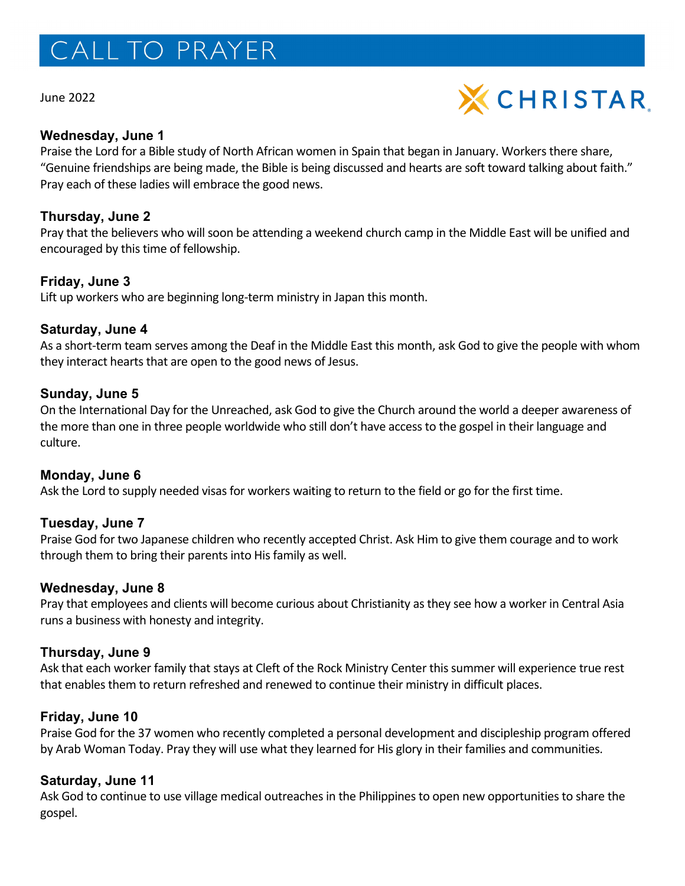# CALL TO PRAYER

June 2022

CHRISTAR

### Wednesday, June 1

Praise the Lord for a Bible study of North African women in Spain that began in January. Workers there share, "Genuine friendships are being made, the Bible is being discussed and hearts are soft toward talking about faith." Pray each of these ladies will embrace the good news.

### Thursday, June 2

Pray that the believers who will soon be attending a weekend church camp in the Middle East will be unified and encouraged by this time of fellowship.

### Friday, June 3

Lift up workers who are beginning long-term ministry in Japan this month.

### Saturday, June 4

As a short-term team serves among the Deaf in the Middle East this month, ask God to give the people with whom they interact hearts that are open to the good news of Jesus.

### Sunday, June 5

On the International Day for the Unreached, ask God to give the Church around the world a deeper awareness of the more than one in three people worldwide who still don't have access to the gospel in their language and culture.

### Monday, June 6

Ask the Lord to supply needed visas for workers waiting to return to the field or go for the first time.

### Tuesday, June 7

Praise God for two Japanese children who recently accepted Christ. Ask Him to give them courage and to work through them to bring their parents into His family as well.

### Wednesday, June 8

Pray that employees and clients will become curious about Christianity as they see how a worker in Central Asia runs a business with honesty and integrity.

### Thursday, June 9

Ask that each worker family that stays at Cleft of the Rock Ministry Center this summer will experience true rest that enables them to return refreshed and renewed to continue their ministry in difficult places.

### Friday, June 10

Praise God for the 37 women who recently completed a personal development and discipleship program offered by Arab Woman Today. Pray they will use what they learned for His glory in their families and communities.

### Saturday, June 11

Ask God to continue to use village medical outreaches in the Philippines to open new opportunities to share the gospel.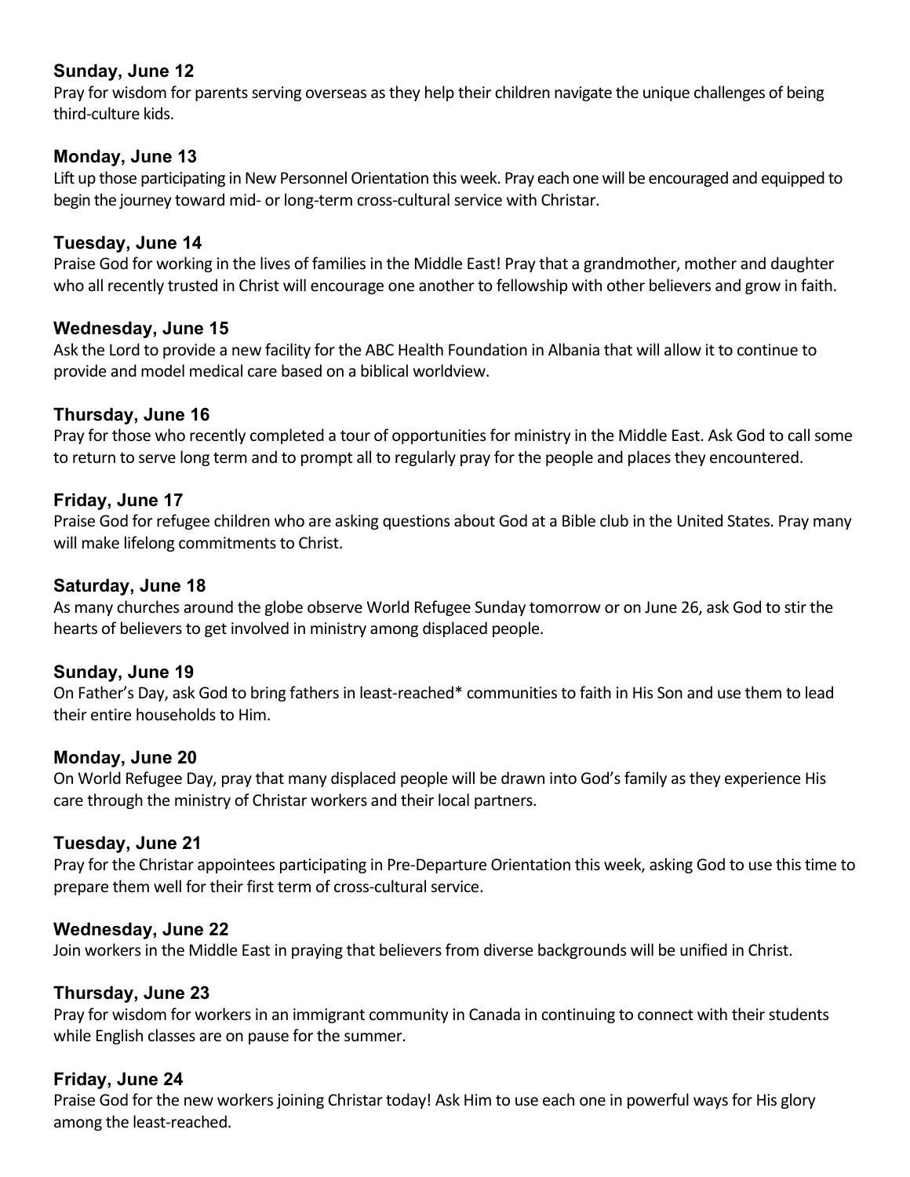**Sunday, June 12**
Pray for wisdom for parents serving overseas as they help their children navigate the unique challenges of being third-culture kids.

**Monday, June 13**
Lift up those participating in New Personnel Orientation this week. Pray each one will be encouraged and equipped to begin the journey toward mid- or long-term cross-cultural service with Christar.

**Tuesday, June 14**
Praise God for working in the lives of families in the Middle East! Pray that a grandmother, mother and daughter who all recently trusted in Christ will encourage one another to fellowship with other believers and grow in faith.

**Wednesday, June 15**
Ask the Lord to provide a new facility for the ABC Health Foundation in Albania that will allow it to continue to provide and model medical care based on a biblical worldview.

**Thursday, June 16**
Pray for those who recently completed a tour of opportunities for ministry in the Middle East. Ask God to call some to return to serve long term and to prompt all to regularly pray for the people and places they encountered.

**Friday, June 17**
Praise God for refugee children who are asking questions about God at a Bible club in the United States. Pray many will make lifelong commitments to Christ.

**Saturday, June 18**
As many churches around the globe observe World Refugee Sunday tomorrow or on June 26, ask God to stir the hearts of believers to get involved in ministry among displaced people.

**Sunday, June 19**
On Father's Day, ask God to bring fathers in least-reached* communities to faith in His Son and use them to lead their entire households to Him.

**Monday, June 20**
On World Refugee Day, pray that many displaced people will be drawn into God's family as they experience His care through the ministry of Christar workers and their local partners.

**Tuesday, June 21**
Pray for the Christar appointees participating in Pre-Departure Orientation this week, asking God to use this time to prepare them well for their first term of cross-cultural service.

**Wednesday, June 22**
Join workers in the Middle East in praying that believers from diverse backgrounds will be unified in Christ.

**Thursday, June 23**
Pray for wisdom for workers in an immigrant community in Canada in continuing to connect with their students while English classes are on pause for the summer.

**Friday, June 24**
Praise God for the new workers joining Christar today! Ask Him to use each one in powerful ways for His glory among the least-reached.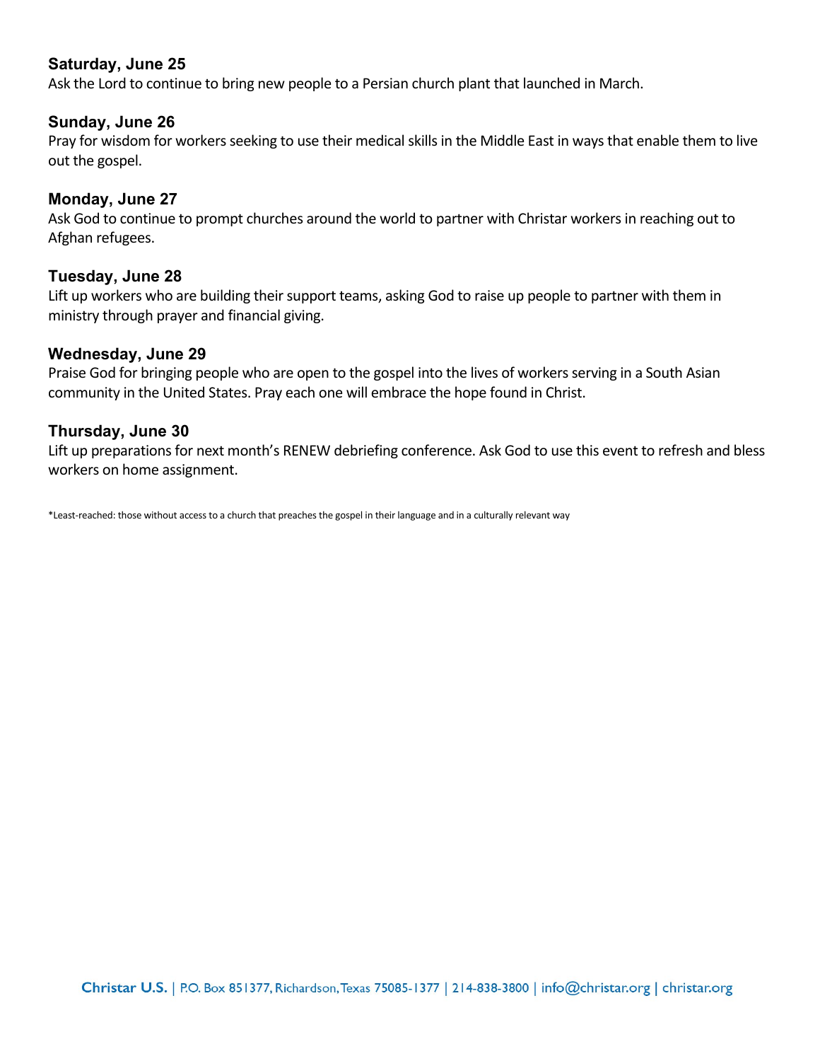### Saturday, June 25

Ask the Lord to continue to bring new people to a Persian church plant that launched in March.

### Sunday, June 26

Pray for wisdom for workers seeking to use their medical skills in the Middle East in ways that enable them to live out the gospel.

### Monday, June 27

Ask God to continue to prompt churches around the world to partner with Christar workers in reaching out to Afghan refugees.

### Tuesday, June 28

Lift up workers who are building their support teams, asking God to raise up people to partner with them in ministry through prayer and financial giving.

### Wednesday, June 29

Praise God for bringing people who are open to the gospel into the lives of workers serving in a South Asian community in the United States. Pray each one will embrace the hope found in Christ.

### Thursday, June 30

Lift up preparations for next month's RENEW debriefing conference. Ask God to use this event to refresh and bless workers on home assignment.

*Least-reached: those without access to a church that preaches the gospel in their language and in a culturally relevant way

**Christar U.S.** | P.O. Box 851377, Richardson, Texas 75085-1377 | 214-838-3800 | info@christar.org | christar.org